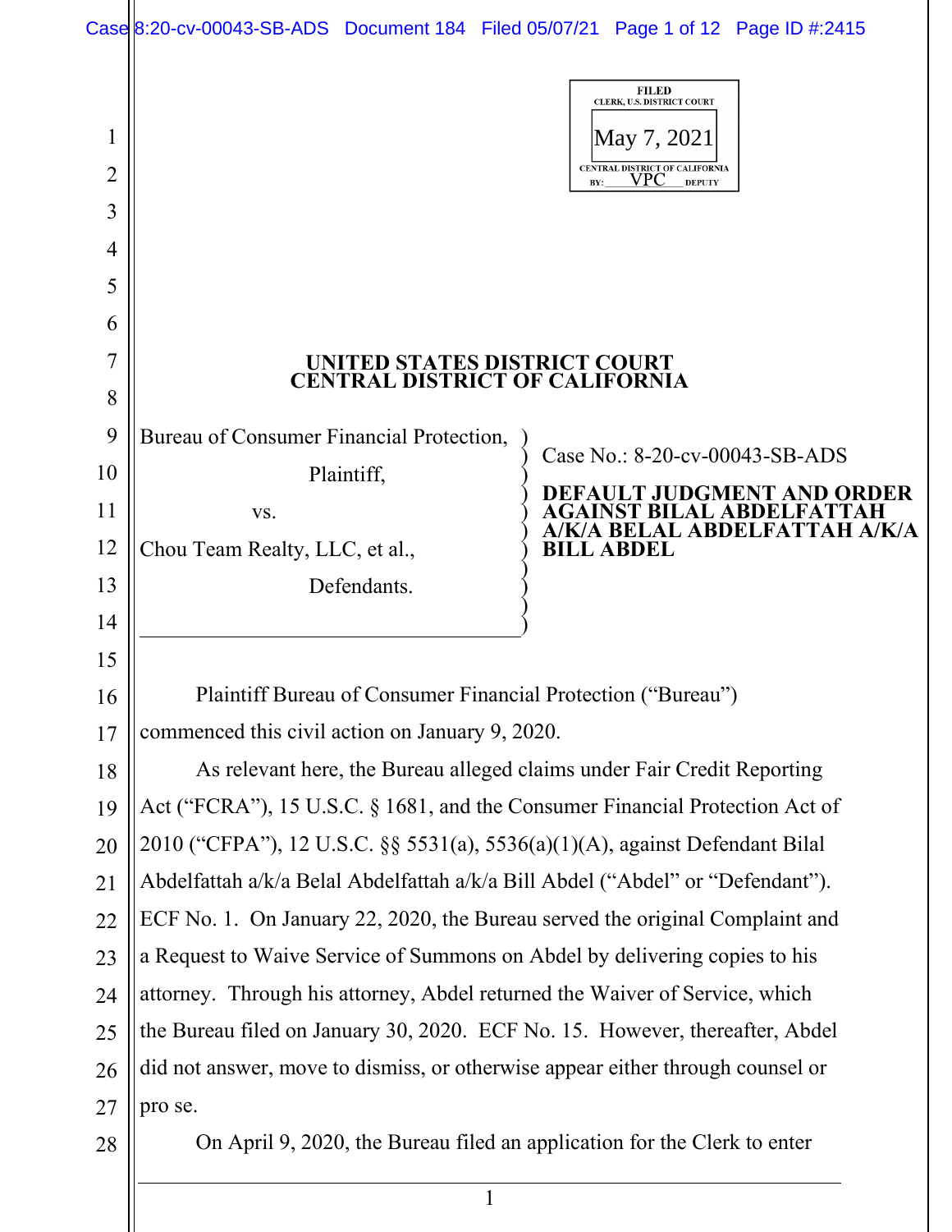FILED
CLERK, U.S. DISTRICT COURT
May 7, 2021
CENTRAL DISTRICT OF CALIFORNIA
BY: VPC DEPUTY

# UNITED STATES DISTRICT COURT
# CENTRAL DISTRICT OF CALIFORNIA

Bureau of Consumer Financial Protection,
Plaintiff,
vs.
Chou Team Realty, LLC, et al.,
Defendants.

Case No.: 8-20-cv-00043-SB-ADS

**DEFAULT JUDGMENT AND ORDER AGAINST BILAL ABDELFATTAH A/K/A BELAL ABDELFATTAH A/K/A BILL ABDEL**

Plaintiff Bureau of Consumer Financial Protection ("Bureau") commenced this civil action on January 9, 2020.

As relevant here, the Bureau alleged claims under Fair Credit Reporting Act ("FCRA"), 15 U.S.C. § 1681, and the Consumer Financial Protection Act of 2010 ("CFPA"), 12 U.S.C. §§ 5531(a), 5536(a)(1)(A), against Defendant Bilal Abdelfattah a/k/a Belal Abdelfattah a/k/a Bill Abdel ("Abdel" or "Defendant"). ECF No. 1. On January 22, 2020, the Bureau served the original Complaint and a Request to Waive Service of Summons on Abdel by delivering copies to his attorney. Through his attorney, Abdel returned the Waiver of Service, which the Bureau filed on January 30, 2020. ECF No. 15. However, thereafter, Abdel did not answer, move to dismiss, or otherwise appear either through counsel or pro se.

On April 9, 2020, the Bureau filed an application for the Clerk to enter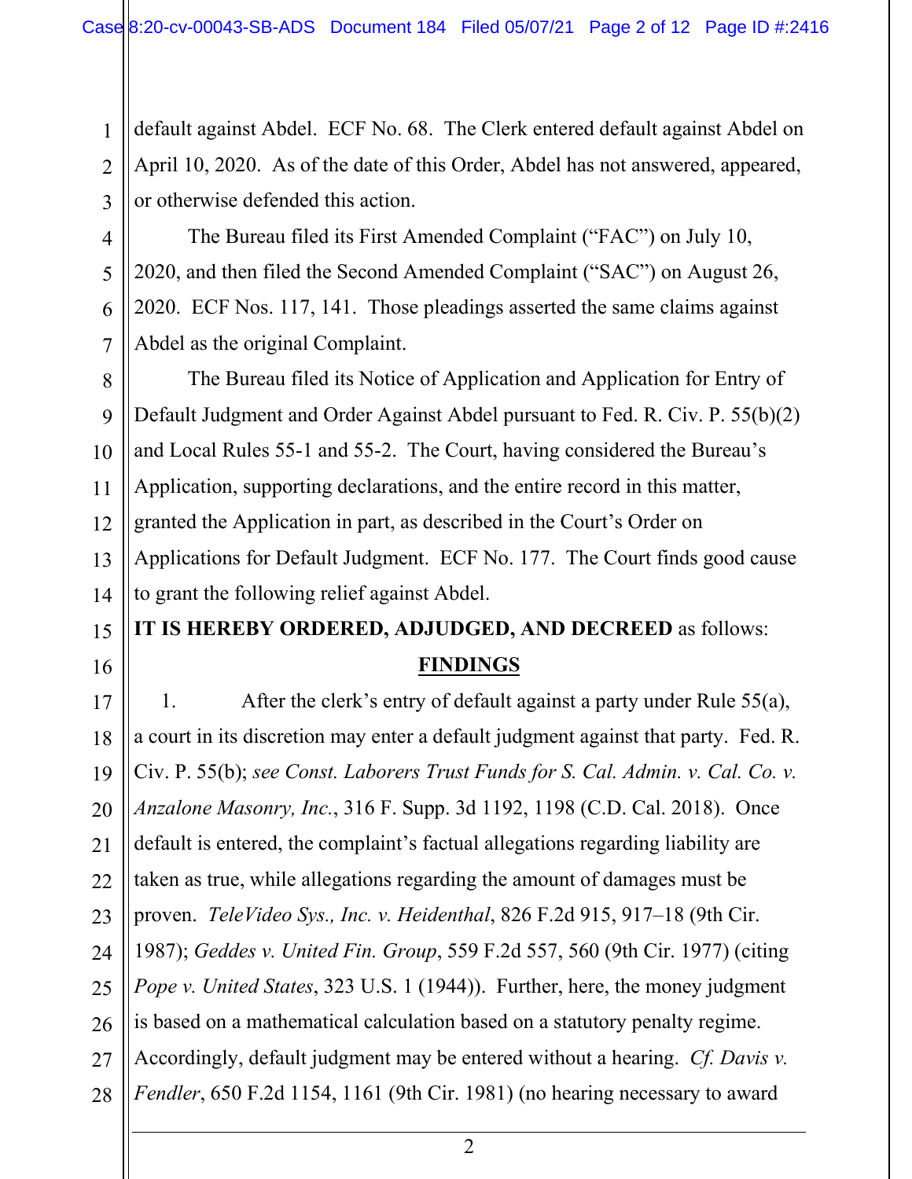default against Abdel. ECF No. 68. The Clerk entered default against Abdel on April 10, 2020. As of the date of this Order, Abdel has not answered, appeared, or otherwise defended this action.

The Bureau filed its First Amended Complaint ("FAC") on July 10, 2020, and then filed the Second Amended Complaint ("SAC") on August 26, 2020. ECF Nos. 117, 141. Those pleadings asserted the same claims against Abdel as the original Complaint.

The Bureau filed its Notice of Application and Application for Entry of Default Judgment and Order Against Abdel pursuant to Fed. R. Civ. P. 55(b)(2) and Local Rules 55-1 and 55-2. The Court, having considered the Bureau's Application, supporting declarations, and the entire record in this matter, granted the Application in part, as described in the Court's Order on Applications for Default Judgment. ECF No. 177. The Court finds good cause to grant the following relief against Abdel.

**IT IS HEREBY ORDERED, ADJUDGED, AND DECREED** as follows:

## FINDINGS

1. After the clerk's entry of default against a party under Rule 55(a), a court in its discretion may enter a default judgment against that party. Fed. R. Civ. P. 55(b); *see Const. Laborers Trust Funds for S. Cal. Admin. v. Cal. Co. v. Anzalone Masonry, Inc.*, 316 F. Supp. 3d 1192, 1198 (C.D. Cal. 2018). Once default is entered, the complaint's factual allegations regarding liability are taken as true, while allegations regarding the amount of damages must be proven. *TeleVideo Sys., Inc. v. Heidenthal*, 826 F.2d 915, 917–18 (9th Cir. 1987); *Geddes v. United Fin. Group*, 559 F.2d 557, 560 (9th Cir. 1977) (citing *Pope v. United States*, 323 U.S. 1 (1944)). Further, here, the money judgment is based on a mathematical calculation based on a statutory penalty regime. Accordingly, default judgment may be entered without a hearing. *Cf. Davis v. Fendler*, 650 F.2d 1154, 1161 (9th Cir. 1981) (no hearing necessary to award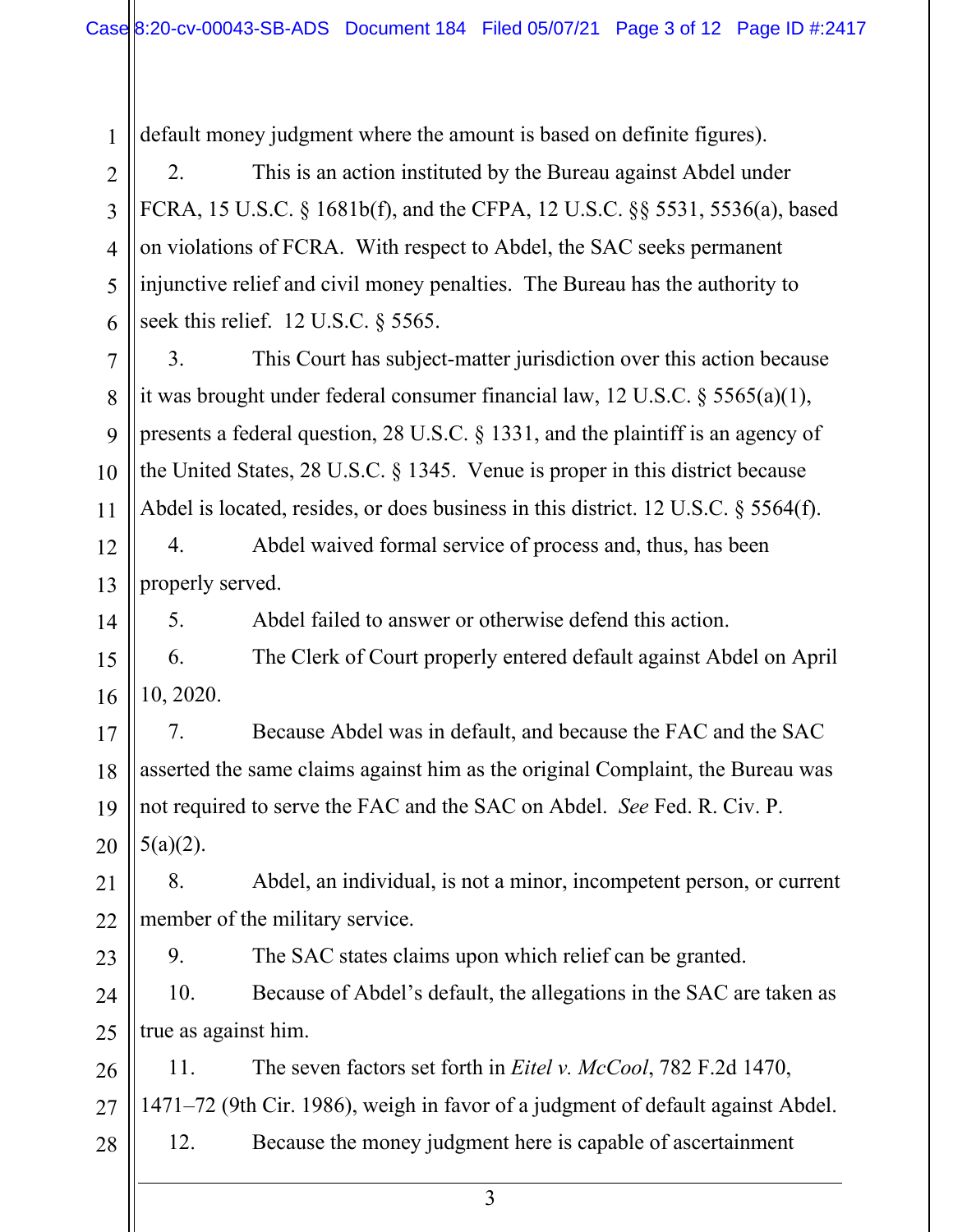default money judgment where the amount is based on definite figures).

2. This is an action instituted by the Bureau against Abdel under FCRA, 15 U.S.C. § 1681b(f), and the CFPA, 12 U.S.C. §§ 5531, 5536(a), based on violations of FCRA. With respect to Abdel, the SAC seeks permanent injunctive relief and civil money penalties. The Bureau has the authority to seek this relief. 12 U.S.C. § 5565.

3. This Court has subject-matter jurisdiction over this action because it was brought under federal consumer financial law, 12 U.S.C. § 5565(a)(1), presents a federal question, 28 U.S.C. § 1331, and the plaintiff is an agency of the United States, 28 U.S.C. § 1345. Venue is proper in this district because Abdel is located, resides, or does business in this district. 12 U.S.C. § 5564(f).

4. Abdel waived formal service of process and, thus, has been properly served.

5. Abdel failed to answer or otherwise defend this action.

6. The Clerk of Court properly entered default against Abdel on April 10, 2020.

7. Because Abdel was in default, and because the FAC and the SAC asserted the same claims against him as the original Complaint, the Bureau was not required to serve the FAC and the SAC on Abdel. *See* Fed. R. Civ. P. 5(a)(2).

8. Abdel, an individual, is not a minor, incompetent person, or current member of the military service.

9. The SAC states claims upon which relief can be granted.

10. Because of Abdel's default, the allegations in the SAC are taken as true as against him.

11. The seven factors set forth in *Eitel v. McCool*, 782 F.2d 1470, 1471–72 (9th Cir. 1986), weigh in favor of a judgment of default against Abdel.

12. Because the money judgment here is capable of ascertainment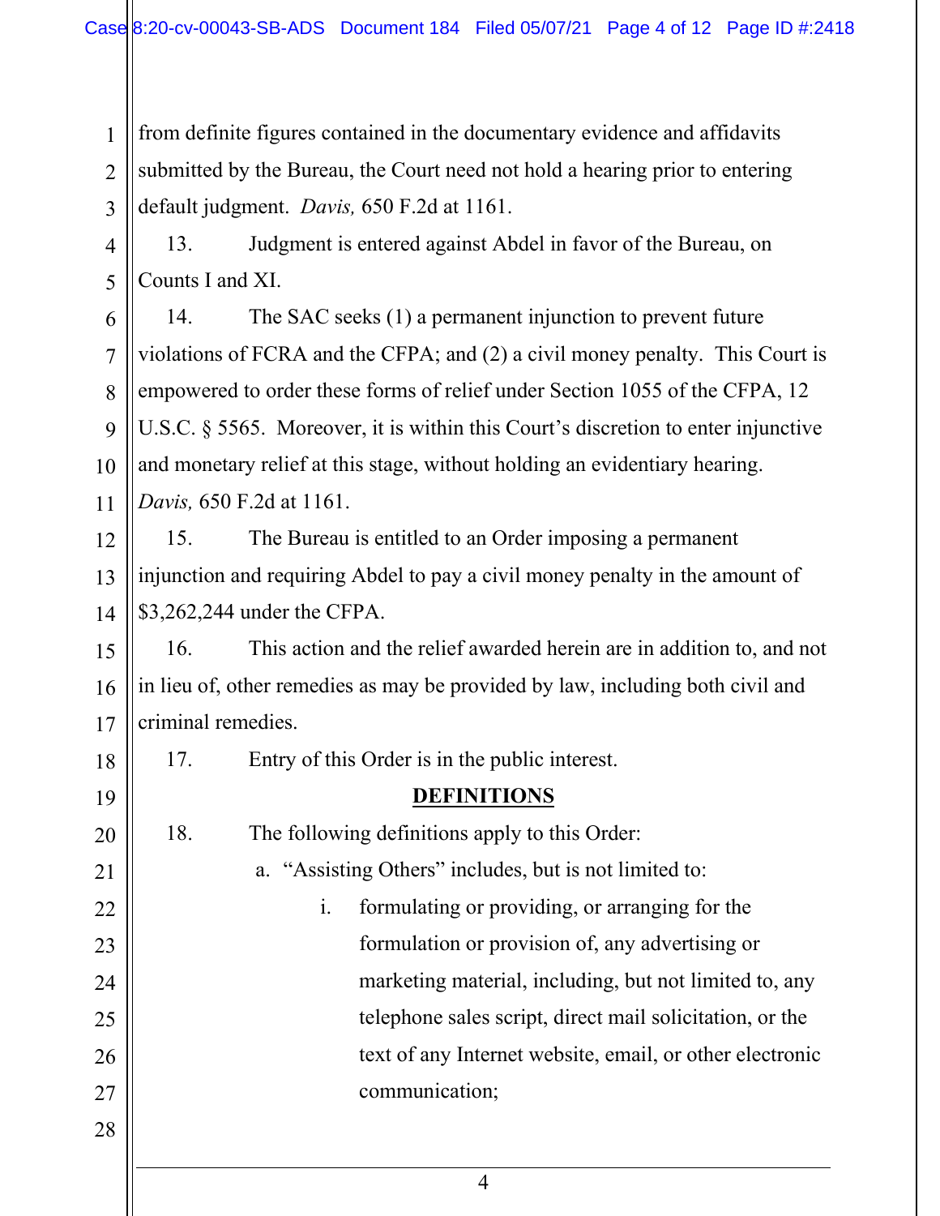from definite figures contained in the documentary evidence and affidavits submitted by the Bureau, the Court need not hold a hearing prior to entering default judgment. *Davis,* 650 F.2d at 1161.

13. Judgment is entered against Abdel in favor of the Bureau, on Counts I and XI.

14. The SAC seeks (1) a permanent injunction to prevent future violations of FCRA and the CFPA; and (2) a civil money penalty. This Court is empowered to order these forms of relief under Section 1055 of the CFPA, 12 U.S.C. § 5565. Moreover, it is within this Court's discretion to enter injunctive and monetary relief at this stage, without holding an evidentiary hearing. *Davis,* 650 F.2d at 1161.

15. The Bureau is entitled to an Order imposing a permanent injunction and requiring Abdel to pay a civil money penalty in the amount of $3,262,244 under the CFPA.

16. This action and the relief awarded herein are in addition to, and not in lieu of, other remedies as may be provided by law, including both civil and criminal remedies.

17. Entry of this Order is in the public interest.

## DEFINITIONS

18. The following definitions apply to this Order:

a. "Assisting Others" includes, but is not limited to:

i. formulating or providing, or arranging for the formulation or provision of, any advertising or marketing material, including, but not limited to, any telephone sales script, direct mail solicitation, or the text of any Internet website, email, or other electronic communication;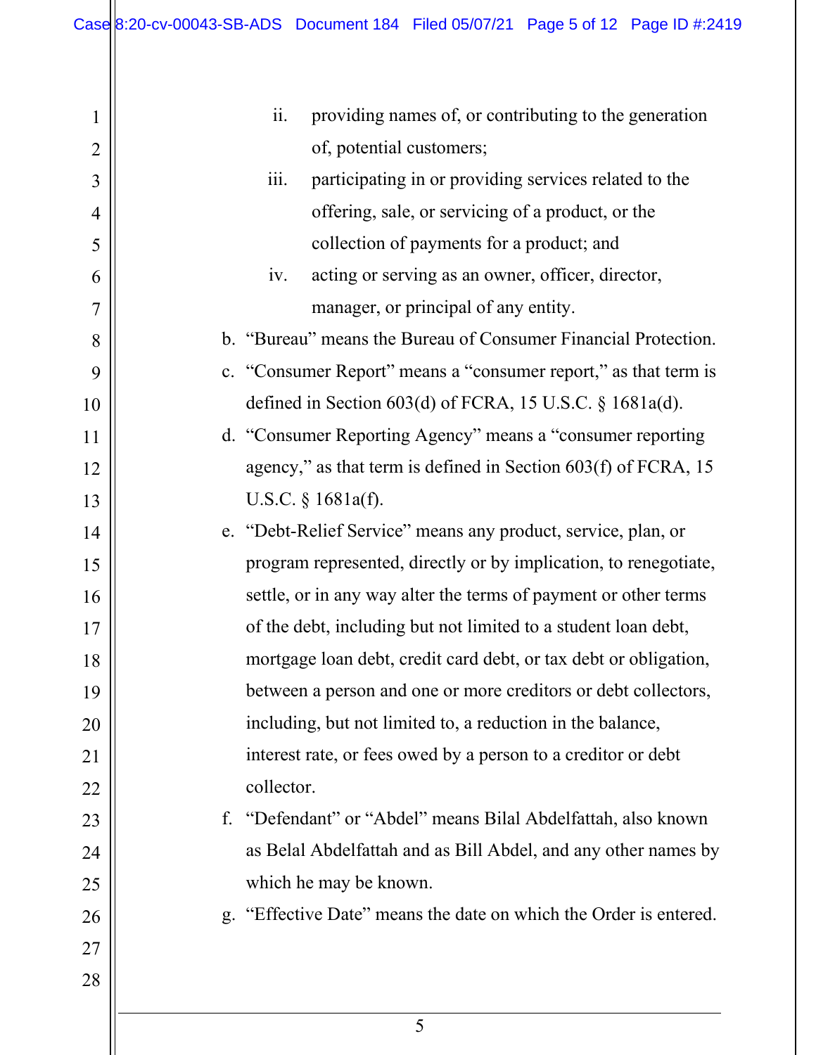ii. providing names of, or contributing to the generation of, potential customers;

iii. participating in or providing services related to the offering, sale, or servicing of a product, or the collection of payments for a product; and

iv. acting or serving as an owner, officer, director, manager, or principal of any entity.

b. "Bureau" means the Bureau of Consumer Financial Protection.

c. "Consumer Report" means a "consumer report," as that term is defined in Section 603(d) of FCRA, 15 U.S.C. § 1681a(d).

d. "Consumer Reporting Agency" means a "consumer reporting agency," as that term is defined in Section 603(f) of FCRA, 15 U.S.C. § 1681a(f).

e. "Debt-Relief Service" means any product, service, plan, or program represented, directly or by implication, to renegotiate, settle, or in any way alter the terms of payment or other terms of the debt, including but not limited to a student loan debt, mortgage loan debt, credit card debt, or tax debt or obligation, between a person and one or more creditors or debt collectors, including, but not limited to, a reduction in the balance, interest rate, or fees owed by a person to a creditor or debt collector.

f. "Defendant" or "Abdel" means Bilal Abdelfattah, also known as Belal Abdelfattah and as Bill Abdel, and any other names by which he may be known.

g. "Effective Date" means the date on which the Order is entered.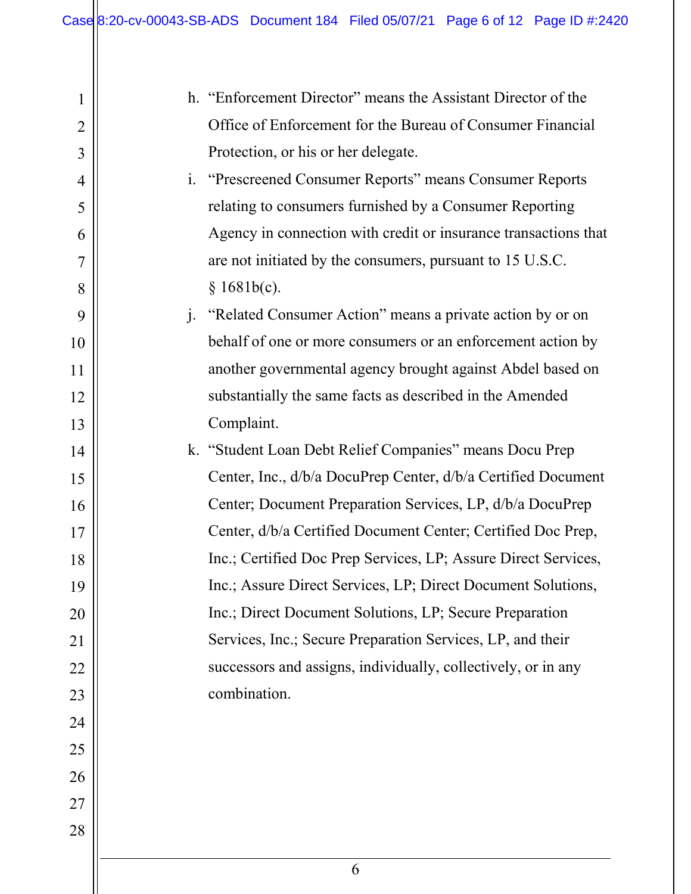h. "Enforcement Director" means the Assistant Director of the Office of Enforcement for the Bureau of Consumer Financial Protection, or his or her delegate.

i. "Prescreened Consumer Reports" means Consumer Reports relating to consumers furnished by a Consumer Reporting Agency in connection with credit or insurance transactions that are not initiated by the consumers, pursuant to 15 U.S.C. § 1681b(c).

j. "Related Consumer Action" means a private action by or on behalf of one or more consumers or an enforcement action by another governmental agency brought against Abdel based on substantially the same facts as described in the Amended Complaint.

k. "Student Loan Debt Relief Companies" means Docu Prep Center, Inc., d/b/a DocuPrep Center, d/b/a Certified Document Center; Document Preparation Services, LP, d/b/a DocuPrep Center, d/b/a Certified Document Center; Certified Doc Prep, Inc.; Certified Doc Prep Services, LP; Assure Direct Services, Inc.; Assure Direct Services, LP; Direct Document Solutions, Inc.; Direct Document Solutions, LP; Secure Preparation Services, Inc.; Secure Preparation Services, LP, and their successors and assigns, individually, collectively, or in any combination.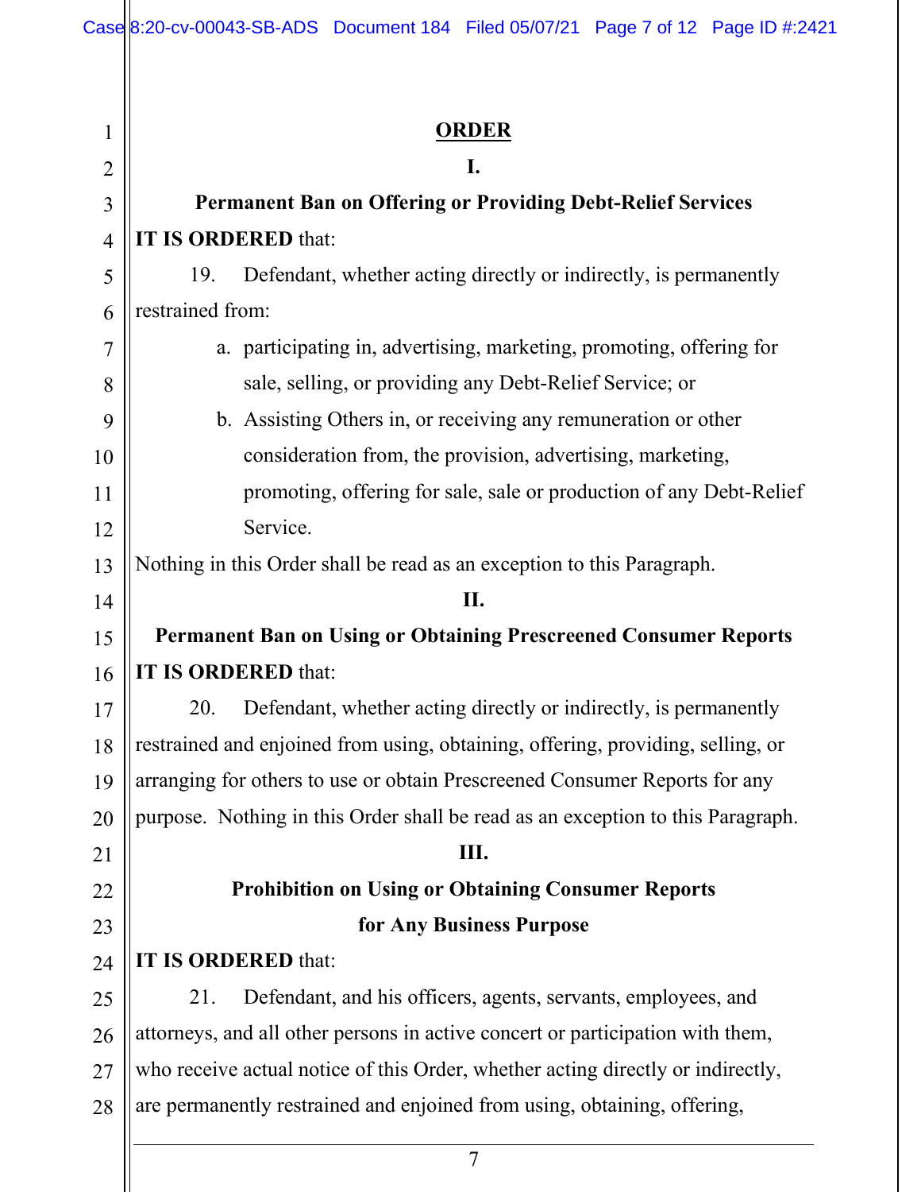# ORDER

## I.

### Permanent Ban on Offering or Providing Debt-Relief Services

**IT IS ORDERED** that:

19. Defendant, whether acting directly or indirectly, is permanently restrained from:

   a. participating in, advertising, marketing, promoting, offering for sale, selling, or providing any Debt-Relief Service; or

   b. Assisting Others in, or receiving any remuneration or other consideration from, the provision, advertising, marketing, promoting, offering for sale, sale or production of any Debt-Relief Service.

Nothing in this Order shall be read as an exception to this Paragraph.

## II.

### Permanent Ban on Using or Obtaining Prescreened Consumer Reports

**IT IS ORDERED** that:

20. Defendant, whether acting directly or indirectly, is permanently restrained and enjoined from using, obtaining, offering, providing, selling, or arranging for others to use or obtain Prescreened Consumer Reports for any purpose. Nothing in this Order shall be read as an exception to this Paragraph.

## III.

### Prohibition on Using or Obtaining Consumer Reports for Any Business Purpose

**IT IS ORDERED** that:

21. Defendant, and his officers, agents, servants, employees, and attorneys, and all other persons in active concert or participation with them, who receive actual notice of this Order, whether acting directly or indirectly, are permanently restrained and enjoined from using, obtaining, offering,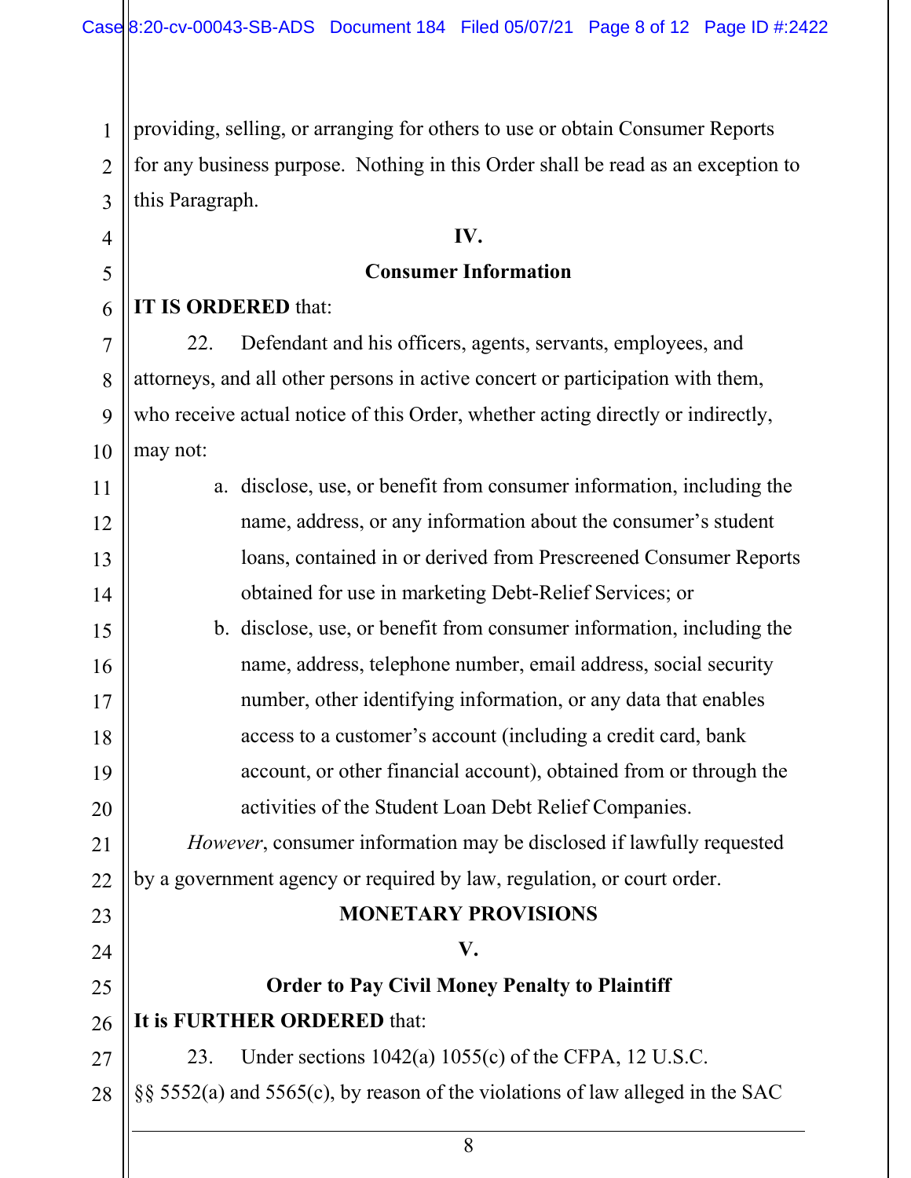providing, selling, or arranging for others to use or obtain Consumer Reports for any business purpose. Nothing in this Order shall be read as an exception to this Paragraph.

## IV.

## Consumer Information

**IT IS ORDERED** that:

22. Defendant and his officers, agents, servants, employees, and attorneys, and all other persons in active concert or participation with them, who receive actual notice of this Order, whether acting directly or indirectly, may not:

   a. disclose, use, or benefit from consumer information, including the name, address, or any information about the consumer's student loans, contained in or derived from Prescreened Consumer Reports obtained for use in marketing Debt-Relief Services; or

   b. disclose, use, or benefit from consumer information, including the name, address, telephone number, email address, social security number, other identifying information, or any data that enables access to a customer's account (including a credit card, bank account, or other financial account), obtained from or through the activities of the Student Loan Debt Relief Companies.

*However*, consumer information may be disclosed if lawfully requested by a government agency or required by law, regulation, or court order.

## MONETARY PROVISIONS

## V.

## Order to Pay Civil Money Penalty to Plaintiff

**It is FURTHER ORDERED** that:

23. Under sections 1042(a) 1055(c) of the CFPA, 12 U.S.C. §§ 5552(a) and 5565(c), by reason of the violations of law alleged in the SAC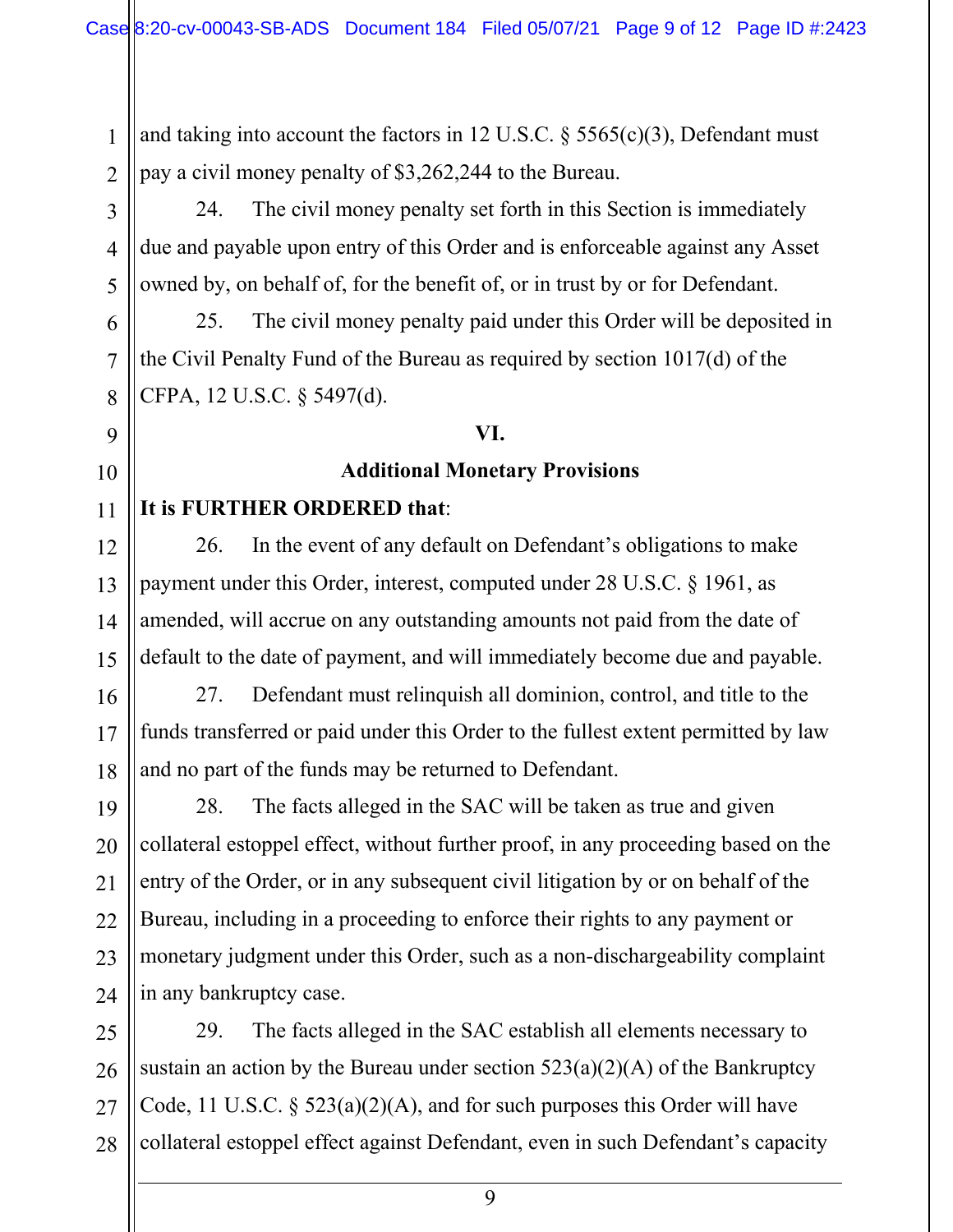and taking into account the factors in 12 U.S.C. § 5565(c)(3), Defendant must pay a civil money penalty of $3,262,244 to the Bureau.

24. The civil money penalty set forth in this Section is immediately due and payable upon entry of this Order and is enforceable against any Asset owned by, on behalf of, for the benefit of, or in trust by or for Defendant.

25. The civil money penalty paid under this Order will be deposited in the Civil Penalty Fund of the Bureau as required by section 1017(d) of the CFPA, 12 U.S.C. § 5497(d).

## VI.

## Additional Monetary Provisions

**It is FURTHER ORDERED that**:

26. In the event of any default on Defendant's obligations to make payment under this Order, interest, computed under 28 U.S.C. § 1961, as amended, will accrue on any outstanding amounts not paid from the date of default to the date of payment, and will immediately become due and payable.

27. Defendant must relinquish all dominion, control, and title to the funds transferred or paid under this Order to the fullest extent permitted by law and no part of the funds may be returned to Defendant.

28. The facts alleged in the SAC will be taken as true and given collateral estoppel effect, without further proof, in any proceeding based on the entry of the Order, or in any subsequent civil litigation by or on behalf of the Bureau, including in a proceeding to enforce their rights to any payment or monetary judgment under this Order, such as a non-dischargeability complaint in any bankruptcy case.

29. The facts alleged in the SAC establish all elements necessary to sustain an action by the Bureau under section 523(a)(2)(A) of the Bankruptcy Code, 11 U.S.C. § 523(a)(2)(A), and for such purposes this Order will have collateral estoppel effect against Defendant, even in such Defendant's capacity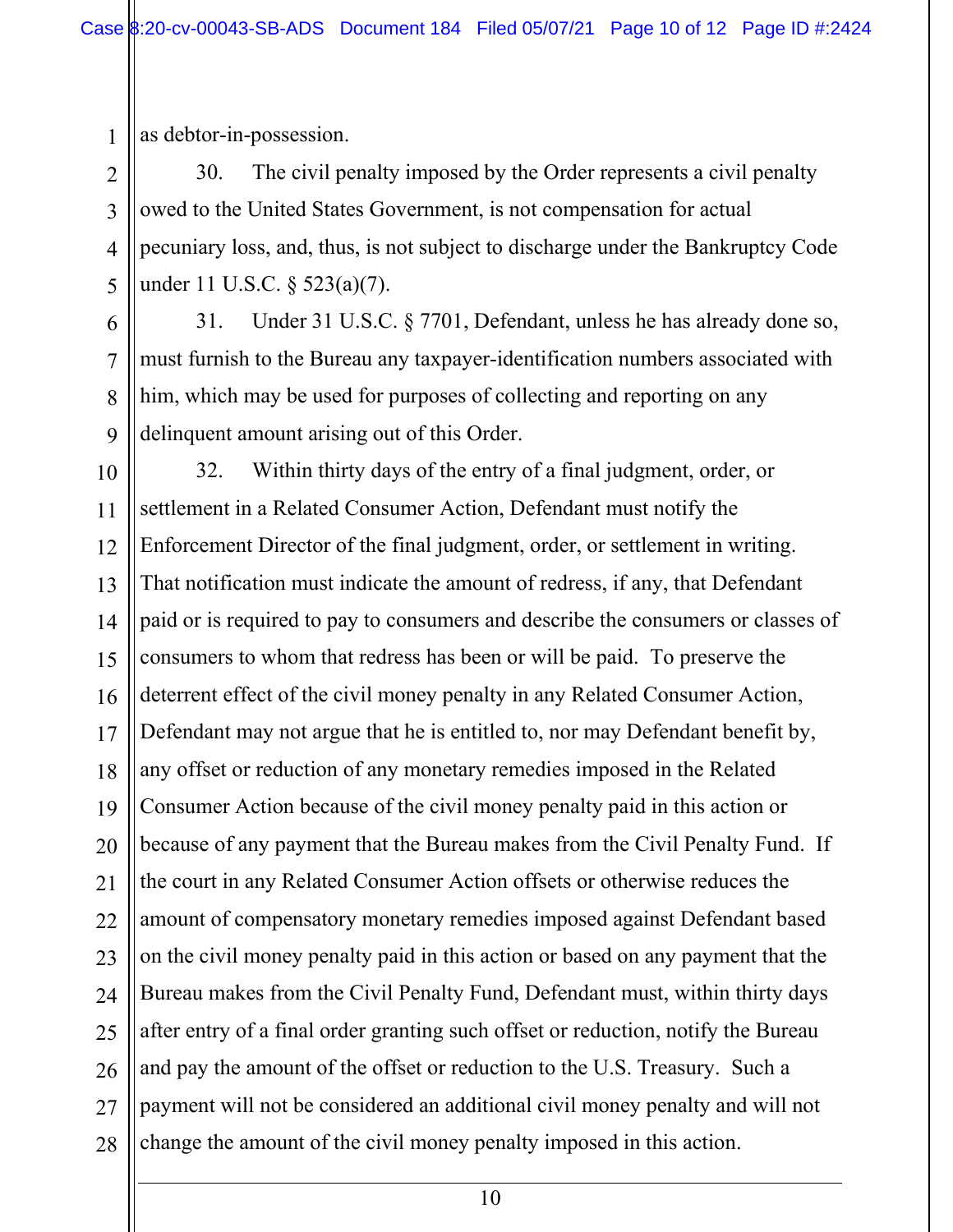as debtor-in-possession.

30. The civil penalty imposed by the Order represents a civil penalty owed to the United States Government, is not compensation for actual pecuniary loss, and, thus, is not subject to discharge under the Bankruptcy Code under 11 U.S.C. § 523(a)(7).

31. Under 31 U.S.C. § 7701, Defendant, unless he has already done so, must furnish to the Bureau any taxpayer-identification numbers associated with him, which may be used for purposes of collecting and reporting on any delinquent amount arising out of this Order.

32. Within thirty days of the entry of a final judgment, order, or settlement in a Related Consumer Action, Defendant must notify the Enforcement Director of the final judgment, order, or settlement in writing. That notification must indicate the amount of redress, if any, that Defendant paid or is required to pay to consumers and describe the consumers or classes of consumers to whom that redress has been or will be paid. To preserve the deterrent effect of the civil money penalty in any Related Consumer Action, Defendant may not argue that he is entitled to, nor may Defendant benefit by, any offset or reduction of any monetary remedies imposed in the Related Consumer Action because of the civil money penalty paid in this action or because of any payment that the Bureau makes from the Civil Penalty Fund. If the court in any Related Consumer Action offsets or otherwise reduces the amount of compensatory monetary remedies imposed against Defendant based on the civil money penalty paid in this action or based on any payment that the Bureau makes from the Civil Penalty Fund, Defendant must, within thirty days after entry of a final order granting such offset or reduction, notify the Bureau and pay the amount of the offset or reduction to the U.S. Treasury. Such a payment will not be considered an additional civil money penalty and will not change the amount of the civil money penalty imposed in this action.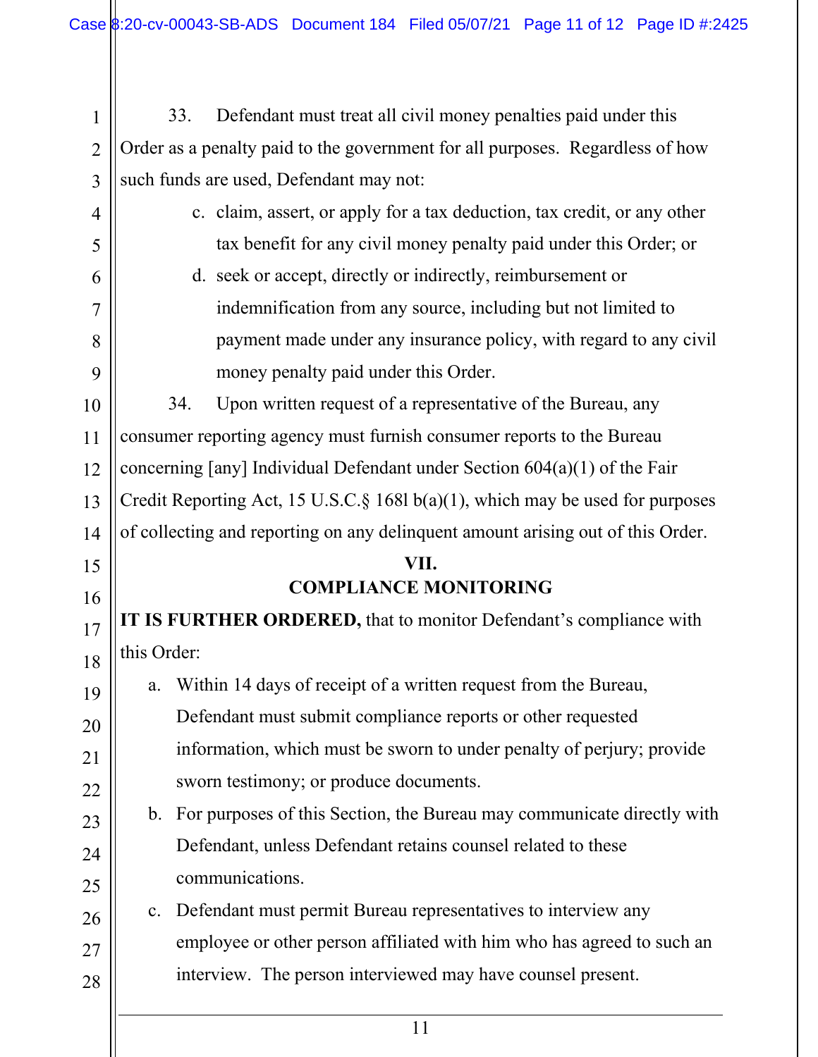33. Defendant must treat all civil money penalties paid under this Order as a penalty paid to the government for all purposes. Regardless of how such funds are used, Defendant may not:

c. claim, assert, or apply for a tax deduction, tax credit, or any other tax benefit for any civil money penalty paid under this Order; or

d. seek or accept, directly or indirectly, reimbursement or indemnification from any source, including but not limited to payment made under any insurance policy, with regard to any civil money penalty paid under this Order.

34. Upon written request of a representative of the Bureau, any consumer reporting agency must furnish consumer reports to the Bureau concerning [any] Individual Defendant under Section 604(a)(1) of the Fair Credit Reporting Act, 15 U.S.C.§ 168l b(a)(1), which may be used for purposes of collecting and reporting on any delinquent amount arising out of this Order.

## VII.
## COMPLIANCE MONITORING

**IT IS FURTHER ORDERED,** that to monitor Defendant's compliance with this Order:

a. Within 14 days of receipt of a written request from the Bureau, Defendant must submit compliance reports or other requested information, which must be sworn to under penalty of perjury; provide sworn testimony; or produce documents.

b. For purposes of this Section, the Bureau may communicate directly with Defendant, unless Defendant retains counsel related to these communications.

c. Defendant must permit Bureau representatives to interview any employee or other person affiliated with him who has agreed to such an interview. The person interviewed may have counsel present.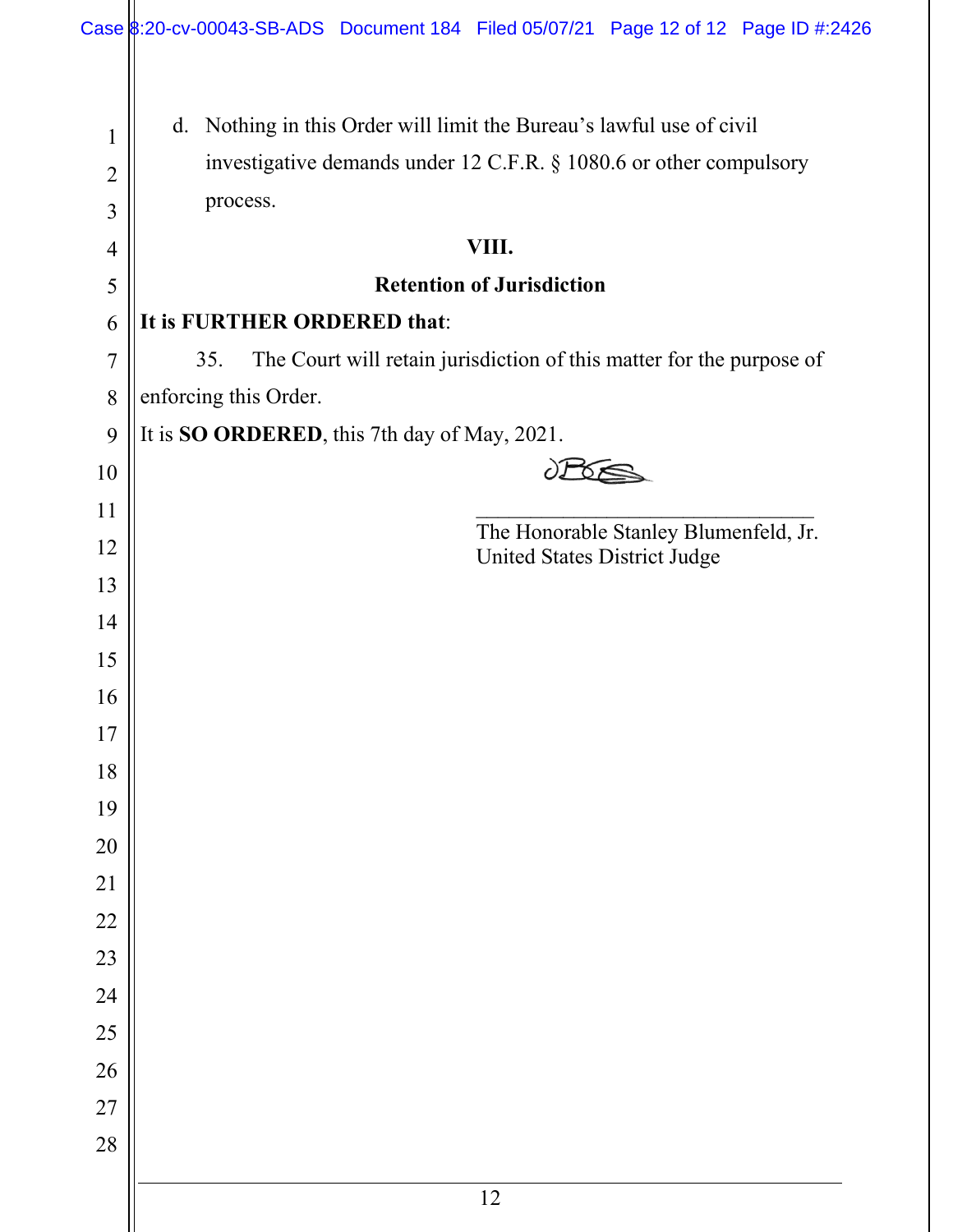d. Nothing in this Order will limit the Bureau's lawful use of civil investigative demands under 12 C.F.R. § 1080.6 or other compulsory process.

## VIII.

## Retention of Jurisdiction

**It is FURTHER ORDERED that**:

35. The Court will retain jurisdiction of this matter for the purpose of enforcing this Order.

It is **SO ORDERED**, this 7th day of May, 2021.

\_\_\_\_\_\_\_\_\_\_\_\_\_\_\_\_\_\_\_\_\_\_\_\_\_\_\_\_\_\_\_\_

The Honorable Stanley Blumenfeld, Jr.
United States District Judge